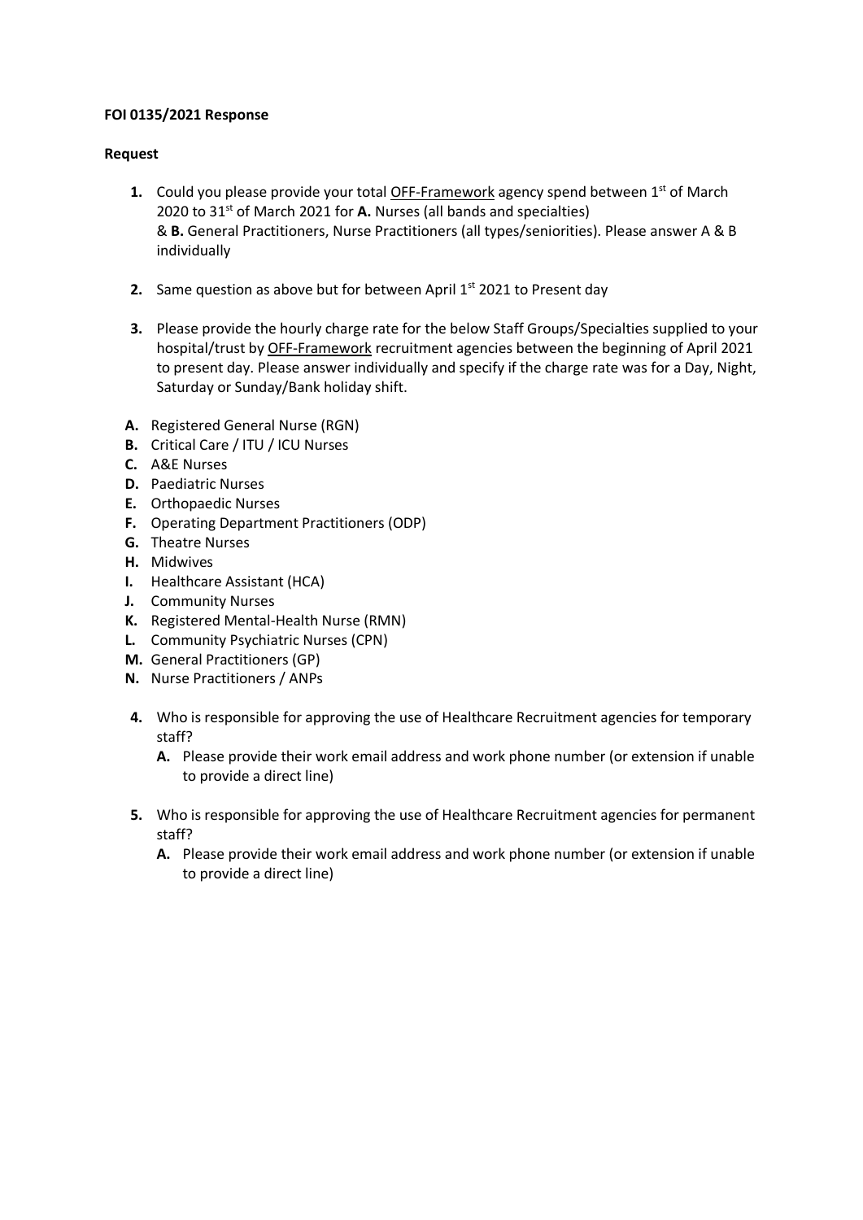**FOI 0135/2021 Response**

**Request**

1. Could you please provide your total OFF-Framework agency spend between 1st of March 2020 to 31st of March 2021 for **A.** Nurses (all bands and specialties) & **B.** General Practitioners, Nurse Practitioners (all types/seniorities). Please answer A & B individually

2. Same question as above but for between April 1st 2021 to Present day

3. Please provide the hourly charge rate for the below Staff Groups/Specialties supplied to your hospital/trust by OFF-Framework recruitment agencies between the beginning of April 2021 to present day. Please answer individually and specify if the charge rate was for a Day, Night, Saturday or Sunday/Bank holiday shift.

**A.** Registered General Nurse (RGN)
**B.** Critical Care / ITU / ICU Nurses
**C.** A&E Nurses
**D.** Paediatric Nurses
**E.** Orthopaedic Nurses
**F.** Operating Department Practitioners (ODP)
**G.** Theatre Nurses
**H.** Midwives
**I.** Healthcare Assistant (HCA)
**J.** Community Nurses
**K.** Registered Mental-Health Nurse (RMN)
**L.** Community Psychiatric Nurses (CPN)
**M.** General Practitioners (GP)
**N.** Nurse Practitioners / ANPs

4. Who is responsible for approving the use of Healthcare Recruitment agencies for temporary staff?
   **A.** Please provide their work email address and work phone number (or extension if unable to provide a direct line)

5. Who is responsible for approving the use of Healthcare Recruitment agencies for permanent staff?
   **A.** Please provide their work email address and work phone number (or extension if unable to provide a direct line)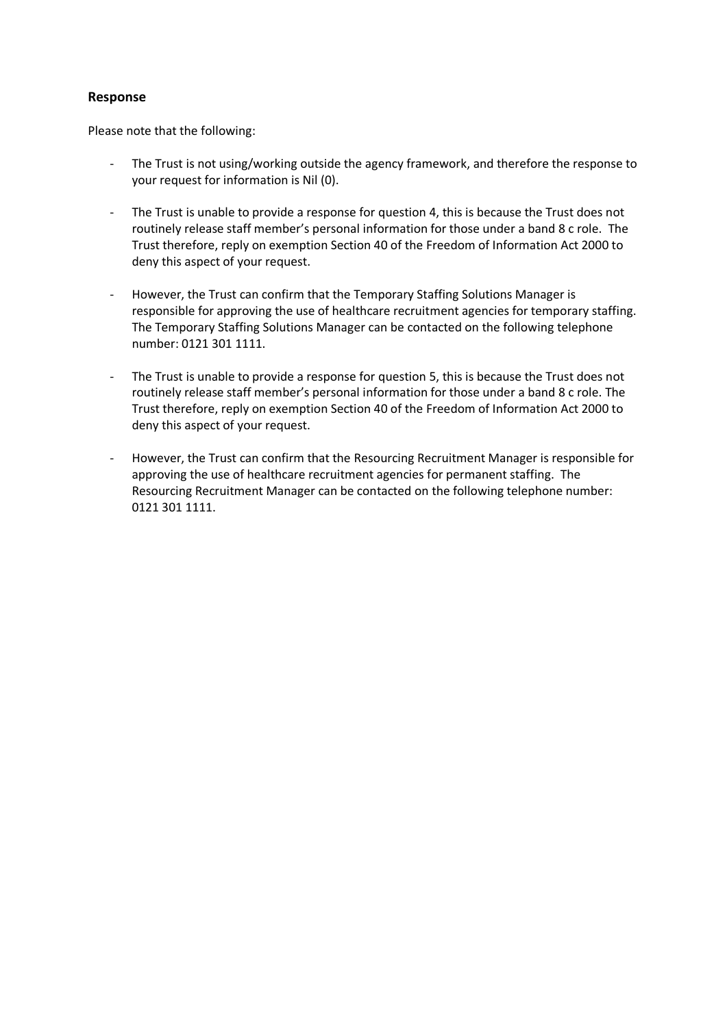## Response

Please note that the following:

- The Trust is not using/working outside the agency framework, and therefore the response to your request for information is Nil (0).

- The Trust is unable to provide a response for question 4, this is because the Trust does not routinely release staff member's personal information for those under a band 8 c role. The Trust therefore, reply on exemption Section 40 of the Freedom of Information Act 2000 to deny this aspect of your request.

- However, the Trust can confirm that the Temporary Staffing Solutions Manager is responsible for approving the use of healthcare recruitment agencies for temporary staffing. The Temporary Staffing Solutions Manager can be contacted on the following telephone number: 0121 301 1111.

- The Trust is unable to provide a response for question 5, this is because the Trust does not routinely release staff member's personal information for those under a band 8 c role. The Trust therefore, reply on exemption Section 40 of the Freedom of Information Act 2000 to deny this aspect of your request.

- However, the Trust can confirm that the Resourcing Recruitment Manager is responsible for approving the use of healthcare recruitment agencies for permanent staffing. The Resourcing Recruitment Manager can be contacted on the following telephone number: 0121 301 1111.